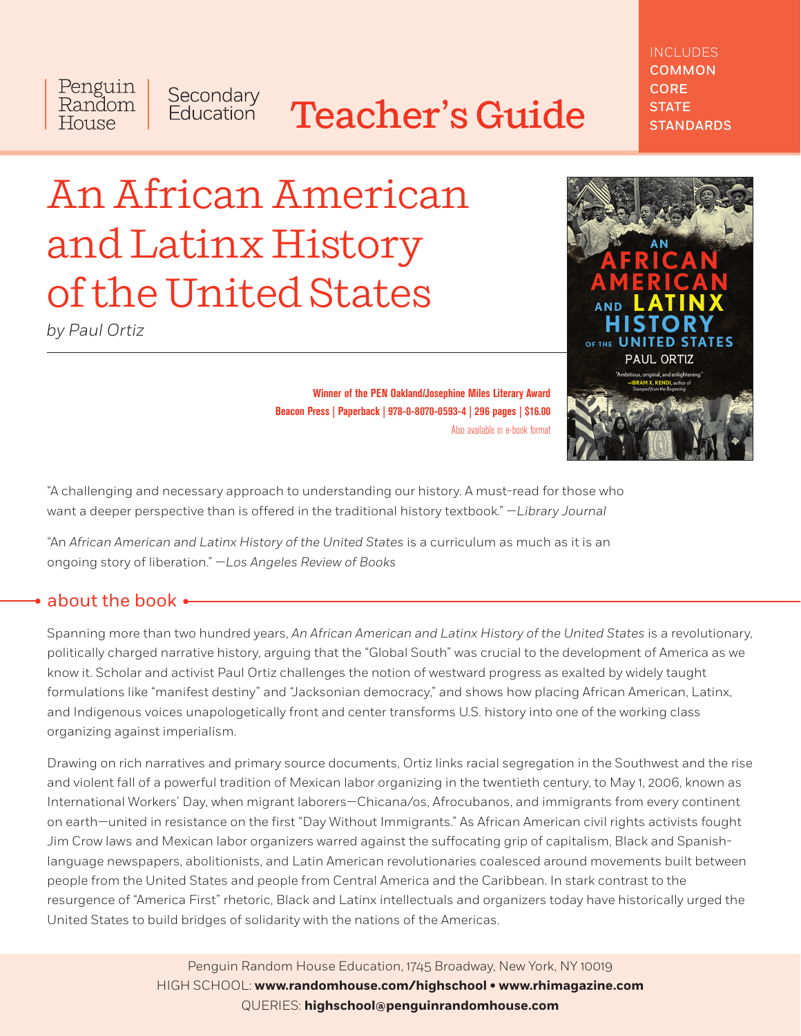Penguin Random House | Secondary Education

# Teacher's Guide

INCLUDES **COMMON CORE STATE STANDARDS**

# An African American and Latinx History of the United States

*by Paul Ortiz*

**Winner of the PEN Oakland/Josephine Miles Literary Award**
**Beacon Press | Paperback | 978-0-8070-0593-4 | 296 pages | $16.00**
Also available in e-book format

"A challenging and necessary approach to understanding our history. A must-read for those who want a deeper perspective than is offered in the traditional history textbook." —*Library Journal*

"An *African American and Latinx History of the United States* is a curriculum as much as it is an ongoing story of liberation." —*Los Angeles Review of Books*

## about the book

Spanning more than two hundred years, *An African American and Latinx History of the United States* is a revolutionary, politically charged narrative history, arguing that the "Global South" was crucial to the development of America as we know it. Scholar and activist Paul Ortiz challenges the notion of westward progress as exalted by widely taught formulations like "manifest destiny" and "Jacksonian democracy," and shows how placing African American, Latinx, and Indigenous voices unapologetically front and center transforms U.S. history into one of the working class organizing against imperialism.

Drawing on rich narratives and primary source documents, Ortiz links racial segregation in the Southwest and the rise and violent fall of a powerful tradition of Mexican labor organizing in the twentieth century, to May 1, 2006, known as International Workers' Day, when migrant laborers—Chicana/os, Afrocubanos, and immigrants from every continent on earth—united in resistance on the first "Day Without Immigrants." As African American civil rights activists fought Jim Crow laws and Mexican labor organizers warred against the suffocating grip of capitalism, Black and Spanish-language newspapers, abolitionists, and Latin American revolutionaries coalesced around movements built between people from the United States and people from Central America and the Caribbean. In stark contrast to the resurgence of "America First" rhetoric, Black and Latinx intellectuals and organizers today have historically urged the United States to build bridges of solidarity with the nations of the Americas.

Penguin Random House Education, 1745 Broadway, New York, NY 10019
HIGH SCHOOL: **www.randomhouse.com/highschool • www.rhimagazine.com**
QUERIES: **highschool@penguinrandomhouse.com**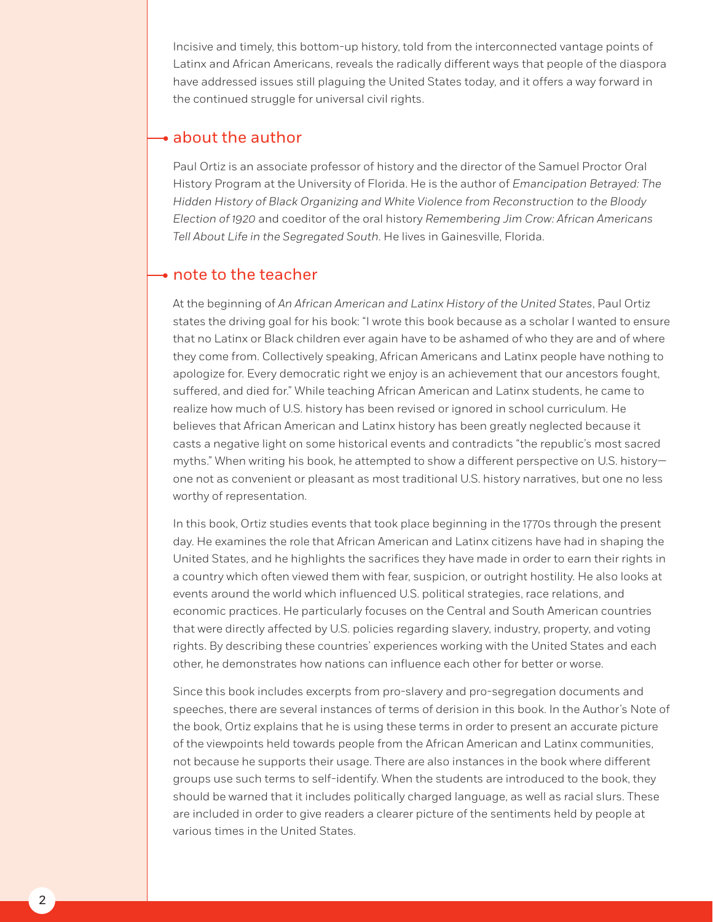Incisive and timely, this bottom-up history, told from the interconnected vantage points of Latinx and African Americans, reveals the radically different ways that people of the diaspora have addressed issues still plaguing the United States today, and it offers a way forward in the continued struggle for universal civil rights.

## about the author

Paul Ortiz is an associate professor of history and the director of the Samuel Proctor Oral History Program at the University of Florida. He is the author of *Emancipation Betrayed: The Hidden History of Black Organizing and White Violence from Reconstruction to the Bloody Election of 1920* and coeditor of the oral history *Remembering Jim Crow: African Americans Tell About Life in the Segregated South*. He lives in Gainesville, Florida.

## note to the teacher

At the beginning of *An African American and Latinx History of the United States*, Paul Ortiz states the driving goal for his book: "I wrote this book because as a scholar I wanted to ensure that no Latinx or Black children ever again have to be ashamed of who they are and of where they come from. Collectively speaking, African Americans and Latinx people have nothing to apologize for. Every democratic right we enjoy is an achievement that our ancestors fought, suffered, and died for." While teaching African American and Latinx students, he came to realize how much of U.S. history has been revised or ignored in school curriculum. He believes that African American and Latinx history has been greatly neglected because it casts a negative light on some historical events and contradicts "the republic's most sacred myths." When writing his book, he attempted to show a different perspective on U.S. history—one not as convenient or pleasant as most traditional U.S. history narratives, but one no less worthy of representation.

In this book, Ortiz studies events that took place beginning in the 1770s through the present day. He examines the role that African American and Latinx citizens have had in shaping the United States, and he highlights the sacrifices they have made in order to earn their rights in a country which often viewed them with fear, suspicion, or outright hostility. He also looks at events around the world which influenced U.S. political strategies, race relations, and economic practices. He particularly focuses on the Central and South American countries that were directly affected by U.S. policies regarding slavery, industry, property, and voting rights. By describing these countries' experiences working with the United States and each other, he demonstrates how nations can influence each other for better or worse.

Since this book includes excerpts from pro-slavery and pro-segregation documents and speeches, there are several instances of terms of derision in this book. In the Author's Note of the book, Ortiz explains that he is using these terms in order to present an accurate picture of the viewpoints held towards people from the African American and Latinx communities, not because he supports their usage. There are also instances in the book where different groups use such terms to self-identify. When the students are introduced to the book, they should be warned that it includes politically charged language, as well as racial slurs. These are included in order to give readers a clearer picture of the sentiments held by people at various times in the United States.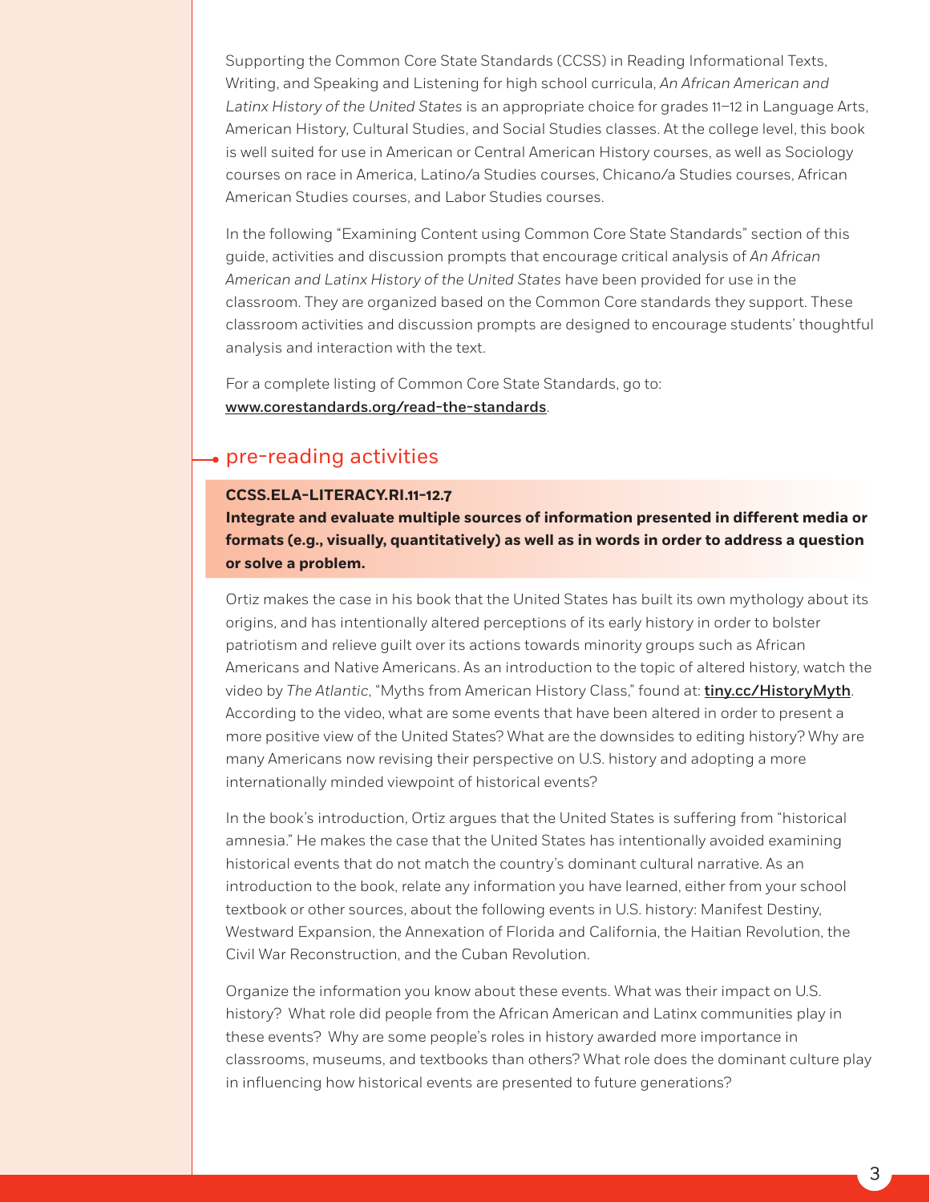Supporting the Common Core State Standards (CCSS) in Reading Informational Texts, Writing, and Speaking and Listening for high school curricula, *An African American and Latinx History of the United States* is an appropriate choice for grades 11–12 in Language Arts, American History, Cultural Studies, and Social Studies classes. At the college level, this book is well suited for use in American or Central American History courses, as well as Sociology courses on race in America, Latino/a Studies courses, Chicano/a Studies courses, African American Studies courses, and Labor Studies courses.

In the following "Examining Content using Common Core State Standards" section of this guide, activities and discussion prompts that encourage critical analysis of *An African American and Latinx History of the United States* have been provided for use in the classroom. They are organized based on the Common Core standards they support. These classroom activities and discussion prompts are designed to encourage students' thoughtful analysis and interaction with the text.

For a complete listing of Common Core State Standards, go to: **www.corestandards.org/read-the-standards**.

## pre-reading activities

**CCSS.ELA-LITERACY.RI.11-12.7**
**Integrate and evaluate multiple sources of information presented in different media or formats (e.g., visually, quantitatively) as well as in words in order to address a question or solve a problem.**

Ortiz makes the case in his book that the United States has built its own mythology about its origins, and has intentionally altered perceptions of its early history in order to bolster patriotism and relieve guilt over its actions towards minority groups such as African Americans and Native Americans. As an introduction to the topic of altered history, watch the video by *The Atlantic*, "Myths from American History Class," found at: **tiny.cc/HistoryMyth**. According to the video, what are some events that have been altered in order to present a more positive view of the United States? What are the downsides to editing history? Why are many Americans now revising their perspective on U.S. history and adopting a more internationally minded viewpoint of historical events?

In the book's introduction, Ortiz argues that the United States is suffering from "historical amnesia." He makes the case that the United States has intentionally avoided examining historical events that do not match the country's dominant cultural narrative. As an introduction to the book, relate any information you have learned, either from your school textbook or other sources, about the following events in U.S. history: Manifest Destiny, Westward Expansion, the Annexation of Florida and California, the Haitian Revolution, the Civil War Reconstruction, and the Cuban Revolution.

Organize the information you know about these events. What was their impact on U.S. history? What role did people from the African American and Latinx communities play in these events? Why are some people's roles in history awarded more importance in classrooms, museums, and textbooks than others? What role does the dominant culture play in influencing how historical events are presented to future generations?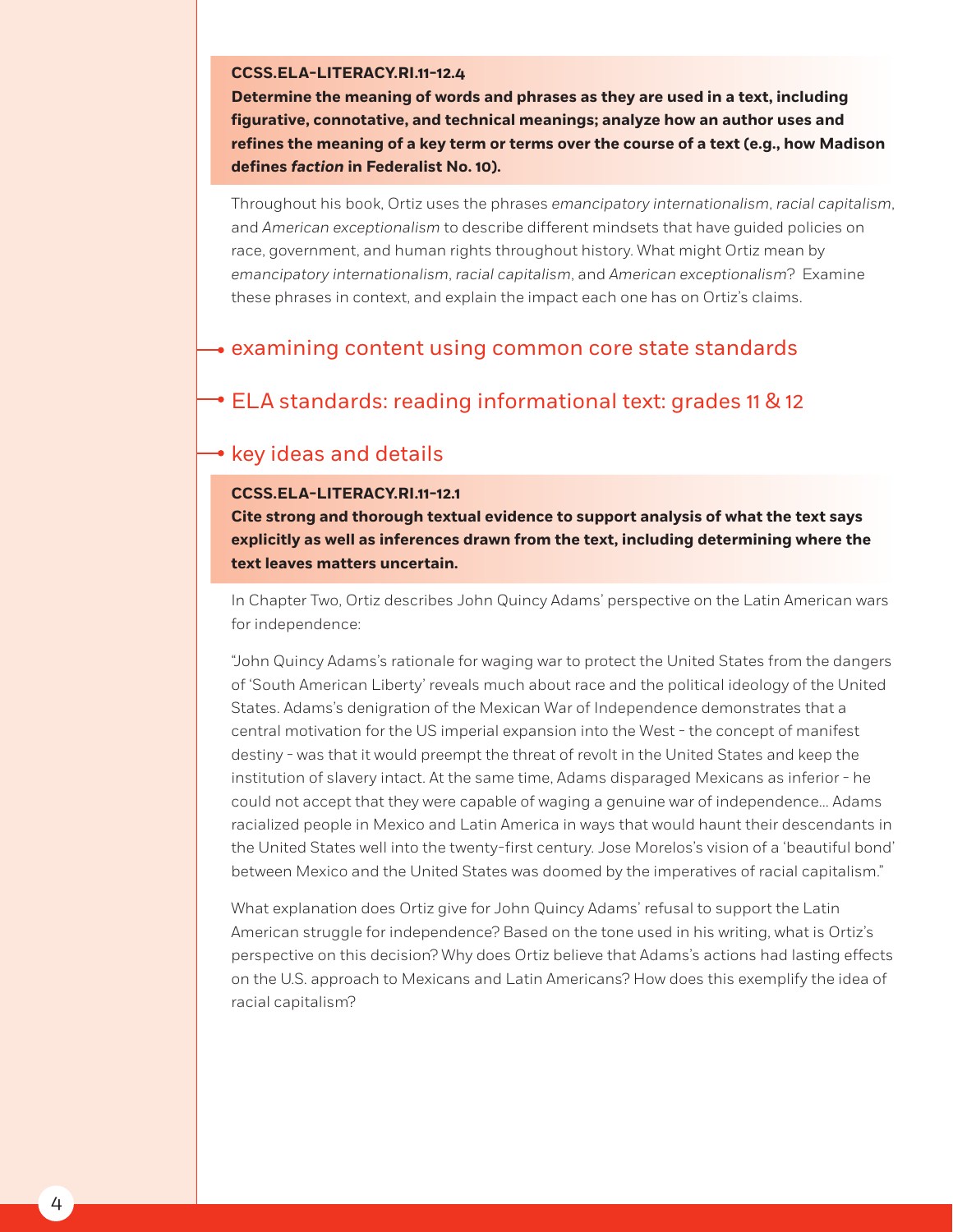**CCSS.ELA-LITERACY.RI.11-12.4**
**Determine the meaning of words and phrases as they are used in a text, including figurative, connotative, and technical meanings; analyze how an author uses and refines the meaning of a key term or terms over the course of a text (e.g., how Madison defines *faction* in Federalist No. 10).**

Throughout his book, Ortiz uses the phrases *emancipatory internationalism*, *racial capitalism*, and *American exceptionalism* to describe different mindsets that have guided policies on race, government, and human rights throughout history. What might Ortiz mean by *emancipatory internationalism*, *racial capitalism*, and *American exceptionalism*? Examine these phrases in context, and explain the impact each one has on Ortiz's claims.

## examining content using common core state standards

## ELA standards: reading informational text: grades 11 & 12

### key ideas and details

**CCSS.ELA-LITERACY.RI.11-12.1**
**Cite strong and thorough textual evidence to support analysis of what the text says explicitly as well as inferences drawn from the text, including determining where the text leaves matters uncertain.**

In Chapter Two, Ortiz describes John Quincy Adams' perspective on the Latin American wars for independence:

"John Quincy Adams's rationale for waging war to protect the United States from the dangers of 'South American Liberty' reveals much about race and the political ideology of the United States. Adams's denigration of the Mexican War of Independence demonstrates that a central motivation for the US imperial expansion into the West - the concept of manifest destiny - was that it would preempt the threat of revolt in the United States and keep the institution of slavery intact. At the same time, Adams disparaged Mexicans as inferior - he could not accept that they were capable of waging a genuine war of independence... Adams racialized people in Mexico and Latin America in ways that would haunt their descendants in the United States well into the twenty-first century. Jose Morelos's vision of a 'beautiful bond' between Mexico and the United States was doomed by the imperatives of racial capitalism."

What explanation does Ortiz give for John Quincy Adams' refusal to support the Latin American struggle for independence? Based on the tone used in his writing, what is Ortiz's perspective on this decision? Why does Ortiz believe that Adams's actions had lasting effects on the U.S. approach to Mexicans and Latin Americans? How does this exemplify the idea of racial capitalism?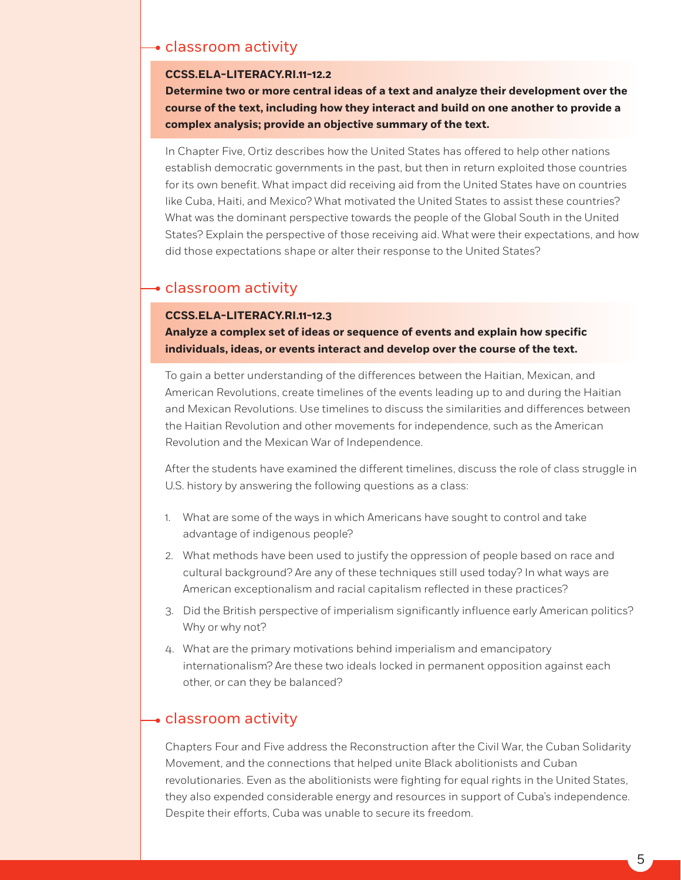## classroom activity

**CCSS.ELA-LITERACY.RI.11-12.2**
**Determine two or more central ideas of a text and analyze their development over the course of the text, including how they interact and build on one another to provide a complex analysis; provide an objective summary of the text.**

In Chapter Five, Ortiz describes how the United States has offered to help other nations establish democratic governments in the past, but then in return exploited those countries for its own benefit. What impact did receiving aid from the United States have on countries like Cuba, Haiti, and Mexico? What motivated the United States to assist these countries? What was the dominant perspective towards the people of the Global South in the United States? Explain the perspective of those receiving aid. What were their expectations, and how did those expectations shape or alter their response to the United States?

## classroom activity

**CCSS.ELA-LITERACY.RI.11-12.3**
**Analyze a complex set of ideas or sequence of events and explain how specific individuals, ideas, or events interact and develop over the course of the text.**

To gain a better understanding of the differences between the Haitian, Mexican, and American Revolutions, create timelines of the events leading up to and during the Haitian and Mexican Revolutions. Use timelines to discuss the similarities and differences between the Haitian Revolution and other movements for independence, such as the American Revolution and the Mexican War of Independence.

After the students have examined the different timelines, discuss the role of class struggle in U.S. history by answering the following questions as a class:

1. What are some of the ways in which Americans have sought to control and take advantage of indigenous people?
2. What methods have been used to justify the oppression of people based on race and cultural background? Are any of these techniques still used today? In what ways are American exceptionalism and racial capitalism reflected in these practices?
3. Did the British perspective of imperialism significantly influence early American politics? Why or why not?
4. What are the primary motivations behind imperialism and emancipatory internationalism? Are these two ideals locked in permanent opposition against each other, or can they be balanced?

## classroom activity

Chapters Four and Five address the Reconstruction after the Civil War, the Cuban Solidarity Movement, and the connections that helped unite Black abolitionists and Cuban revolutionaries. Even as the abolitionists were fighting for equal rights in the United States, they also expended considerable energy and resources in support of Cuba's independence. Despite their efforts, Cuba was unable to secure its freedom.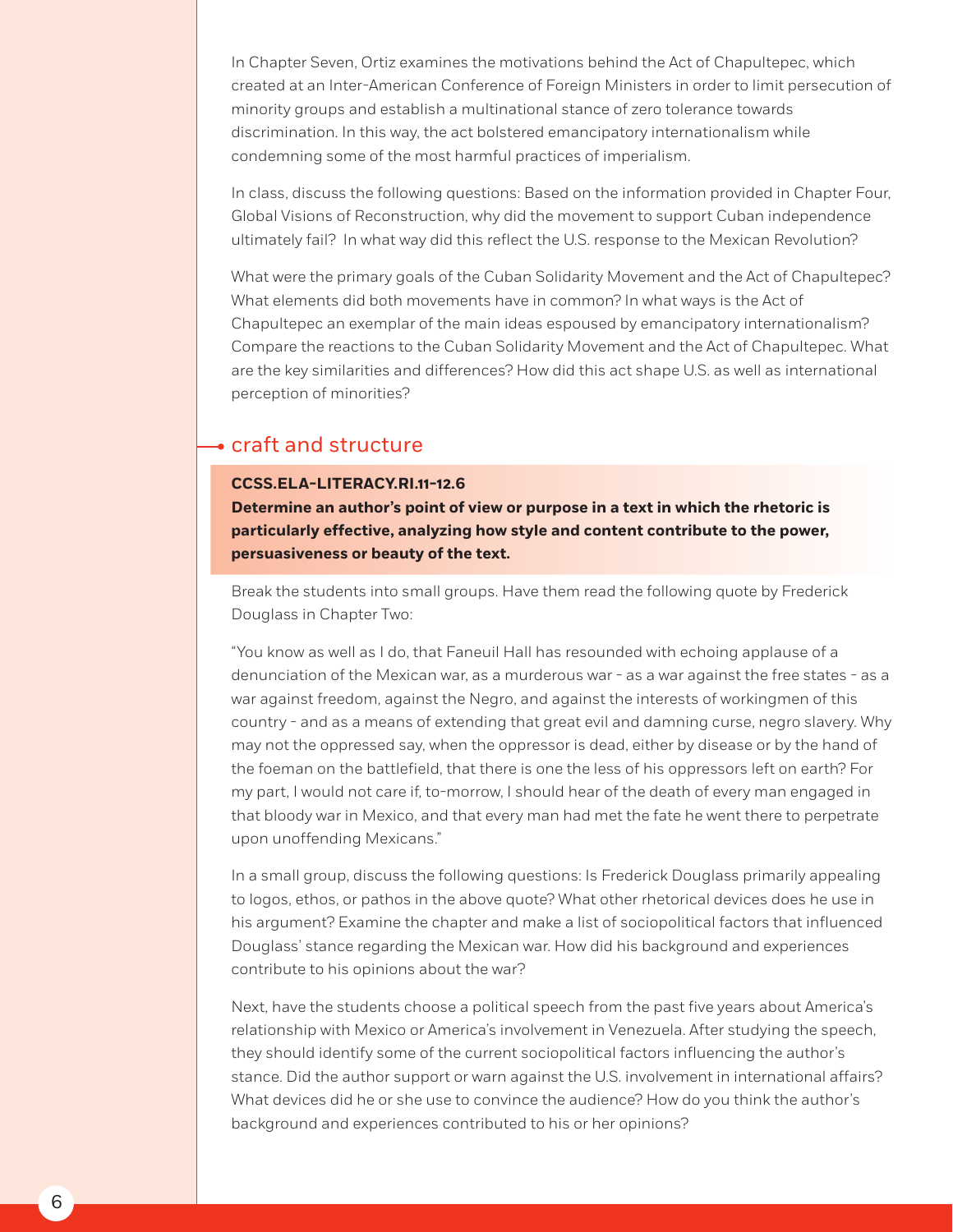In Chapter Seven, Ortiz examines the motivations behind the Act of Chapultepec, which created at an Inter-American Conference of Foreign Ministers in order to limit persecution of minority groups and establish a multinational stance of zero tolerance towards discrimination. In this way, the act bolstered emancipatory internationalism while condemning some of the most harmful practices of imperialism.

In class, discuss the following questions: Based on the information provided in Chapter Four, Global Visions of Reconstruction, why did the movement to support Cuban independence ultimately fail? In what way did this reflect the U.S. response to the Mexican Revolution?

What were the primary goals of the Cuban Solidarity Movement and the Act of Chapultepec? What elements did both movements have in common? In what ways is the Act of Chapultepec an exemplar of the main ideas espoused by emancipatory internationalism? Compare the reactions to the Cuban Solidarity Movement and the Act of Chapultepec. What are the key similarities and differences? How did this act shape U.S. as well as international perception of minorities?

## craft and structure

**CCSS.ELA-LITERACY.RI.11-12.6**
**Determine an author's point of view or purpose in a text in which the rhetoric is particularly effective, analyzing how style and content contribute to the power, persuasiveness or beauty of the text.**

Break the students into small groups. Have them read the following quote by Frederick Douglass in Chapter Two:

"You know as well as I do, that Faneuil Hall has resounded with echoing applause of a denunciation of the Mexican war, as a murderous war - as a war against the free states - as a war against freedom, against the Negro, and against the interests of workingmen of this country - and as a means of extending that great evil and damning curse, negro slavery. Why may not the oppressed say, when the oppressor is dead, either by disease or by the hand of the foeman on the battlefield, that there is one the less of his oppressors left on earth? For my part, I would not care if, to-morrow, I should hear of the death of every man engaged in that bloody war in Mexico, and that every man had met the fate he went there to perpetrate upon unoffending Mexicans."

In a small group, discuss the following questions: Is Frederick Douglass primarily appealing to logos, ethos, or pathos in the above quote? What other rhetorical devices does he use in his argument? Examine the chapter and make a list of sociopolitical factors that influenced Douglass' stance regarding the Mexican war. How did his background and experiences contribute to his opinions about the war?

Next, have the students choose a political speech from the past five years about America's relationship with Mexico or America's involvement in Venezuela. After studying the speech, they should identify some of the current sociopolitical factors influencing the author's stance. Did the author support or warn against the U.S. involvement in international affairs? What devices did he or she use to convince the audience? How do you think the author's background and experiences contributed to his or her opinions?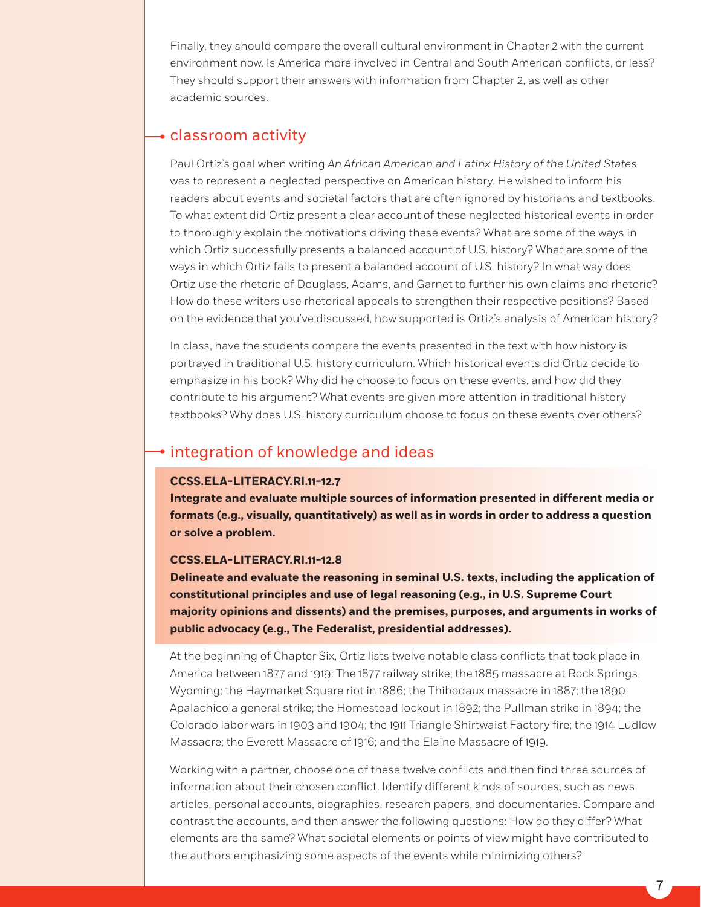Finally, they should compare the overall cultural environment in Chapter 2 with the current environment now. Is America more involved in Central and South American conflicts, or less? They should support their answers with information from Chapter 2, as well as other academic sources.

## classroom activity

Paul Ortiz's goal when writing *An African American and Latinx History of the United States* was to represent a neglected perspective on American history. He wished to inform his readers about events and societal factors that are often ignored by historians and textbooks. To what extent did Ortiz present a clear account of these neglected historical events in order to thoroughly explain the motivations driving these events? What are some of the ways in which Ortiz successfully presents a balanced account of U.S. history? What are some of the ways in which Ortiz fails to present a balanced account of U.S. history? In what way does Ortiz use the rhetoric of Douglass, Adams, and Garnet to further his own claims and rhetoric? How do these writers use rhetorical appeals to strengthen their respective positions? Based on the evidence that you've discussed, how supported is Ortiz's analysis of American history?

In class, have the students compare the events presented in the text with how history is portrayed in traditional U.S. history curriculum. Which historical events did Ortiz decide to emphasize in his book? Why did he choose to focus on these events, and how did they contribute to his argument? What events are given more attention in traditional history textbooks? Why does U.S. history curriculum choose to focus on these events over others?

## integration of knowledge and ideas

**CCSS.ELA-LITERACY.RI.11-12.7**
**Integrate and evaluate multiple sources of information presented in different media or formats (e.g., visually, quantitatively) as well as in words in order to address a question or solve a problem.**

**CCSS.ELA-LITERACY.RI.11-12.8**
**Delineate and evaluate the reasoning in seminal U.S. texts, including the application of constitutional principles and use of legal reasoning (e.g., in U.S. Supreme Court majority opinions and dissents) and the premises, purposes, and arguments in works of public advocacy (e.g., The Federalist, presidential addresses).**

At the beginning of Chapter Six, Ortiz lists twelve notable class conflicts that took place in America between 1877 and 1919: The 1877 railway strike; the 1885 massacre at Rock Springs, Wyoming; the Haymarket Square riot in 1886; the Thibodaux massacre in 1887; the 1890 Apalachicola general strike; the Homestead lockout in 1892; the Pullman strike in 1894; the Colorado labor wars in 1903 and 1904; the 1911 Triangle Shirtwaist Factory fire; the 1914 Ludlow Massacre; the Everett Massacre of 1916; and the Elaine Massacre of 1919.

Working with a partner, choose one of these twelve conflicts and then find three sources of information about their chosen conflict. Identify different kinds of sources, such as news articles, personal accounts, biographies, research papers, and documentaries. Compare and contrast the accounts, and then answer the following questions: How do they differ? What elements are the same? What societal elements or points of view might have contributed to the authors emphasizing some aspects of the events while minimizing others?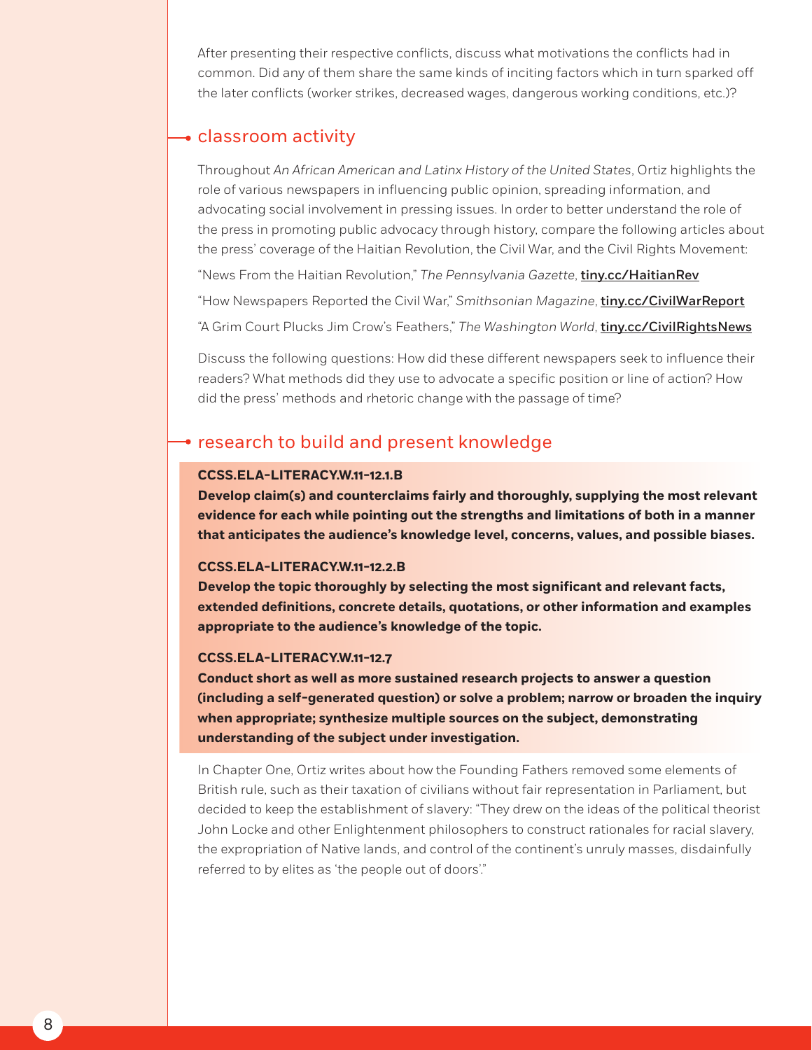After presenting their respective conflicts, discuss what motivations the conflicts had in common. Did any of them share the same kinds of inciting factors which in turn sparked off the later conflicts (worker strikes, decreased wages, dangerous working conditions, etc.)?

## classroom activity

Throughout *An African American and Latinx History of the United States*, Ortiz highlights the role of various newspapers in influencing public opinion, spreading information, and advocating social involvement in pressing issues. In order to better understand the role of the press in promoting public advocacy through history, compare the following articles about the press' coverage of the Haitian Revolution, the Civil War, and the Civil Rights Movement:

"News From the Haitian Revolution," *The Pennsylvania Gazette*, **tiny.cc/HaitianRev**

"How Newspapers Reported the Civil War," *Smithsonian Magazine*, **tiny.cc/CivilWarReport**

"A Grim Court Plucks Jim Crow's Feathers," *The Washington World*, **tiny.cc/CivilRightsNews**

Discuss the following questions: How did these different newspapers seek to influence their readers? What methods did they use to advocate a specific position or line of action? How did the press' methods and rhetoric change with the passage of time?

## research to build and present knowledge

**CCSS.ELA-LITERACY.W.11-12.1.B**
**Develop claim(s) and counterclaims fairly and thoroughly, supplying the most relevant evidence for each while pointing out the strengths and limitations of both in a manner that anticipates the audience's knowledge level, concerns, values, and possible biases.**

**CCSS.ELA-LITERACY.W.11-12.2.B**
**Develop the topic thoroughly by selecting the most significant and relevant facts, extended definitions, concrete details, quotations, or other information and examples appropriate to the audience's knowledge of the topic.**

**CCSS.ELA-LITERACY.W.11-12.7**
**Conduct short as well as more sustained research projects to answer a question (including a self-generated question) or solve a problem; narrow or broaden the inquiry when appropriate; synthesize multiple sources on the subject, demonstrating understanding of the subject under investigation.**

In Chapter One, Ortiz writes about how the Founding Fathers removed some elements of British rule, such as their taxation of civilians without fair representation in Parliament, but decided to keep the establishment of slavery: "They drew on the ideas of the political theorist John Locke and other Enlightenment philosophers to construct rationales for racial slavery, the expropriation of Native lands, and control of the continent's unruly masses, disdainfully referred to by elites as 'the people out of doors'."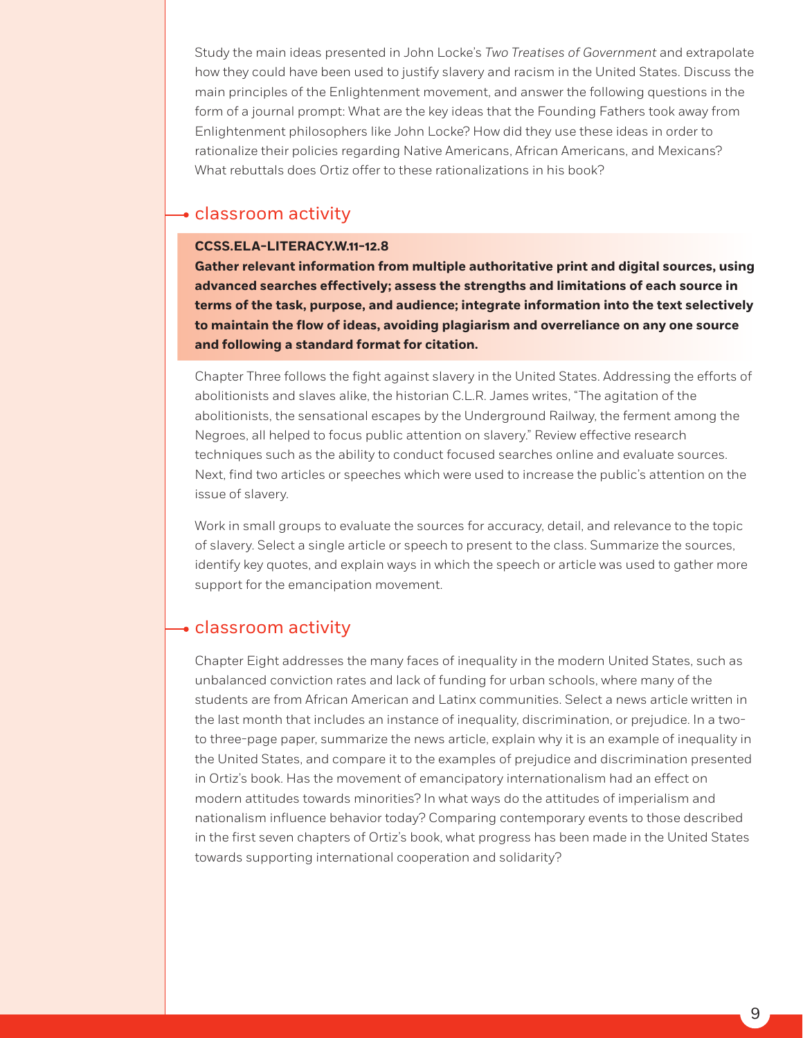Study the main ideas presented in John Locke's *Two Treatises of Government* and extrapolate how they could have been used to justify slavery and racism in the United States. Discuss the main principles of the Enlightenment movement, and answer the following questions in the form of a journal prompt: What are the key ideas that the Founding Fathers took away from Enlightenment philosophers like John Locke? How did they use these ideas in order to rationalize their policies regarding Native Americans, African Americans, and Mexicans? What rebuttals does Ortiz offer to these rationalizations in his book?

## classroom activity

**CCSS.ELA-LITERACY.W.11-12.8**
**Gather relevant information from multiple authoritative print and digital sources, using advanced searches effectively; assess the strengths and limitations of each source in terms of the task, purpose, and audience; integrate information into the text selectively to maintain the flow of ideas, avoiding plagiarism and overreliance on any one source and following a standard format for citation.**

Chapter Three follows the fight against slavery in the United States. Addressing the efforts of abolitionists and slaves alike, the historian C.L.R. James writes, "The agitation of the abolitionists, the sensational escapes by the Underground Railway, the ferment among the Negroes, all helped to focus public attention on slavery." Review effective research techniques such as the ability to conduct focused searches online and evaluate sources. Next, find two articles or speeches which were used to increase the public's attention on the issue of slavery.

Work in small groups to evaluate the sources for accuracy, detail, and relevance to the topic of slavery. Select a single article or speech to present to the class. Summarize the sources, identify key quotes, and explain ways in which the speech or article was used to gather more support for the emancipation movement.

## classroom activity

Chapter Eight addresses the many faces of inequality in the modern United States, such as unbalanced conviction rates and lack of funding for urban schools, where many of the students are from African American and Latinx communities. Select a news article written in the last month that includes an instance of inequality, discrimination, or prejudice. In a two- to three-page paper, summarize the news article, explain why it is an example of inequality in the United States, and compare it to the examples of prejudice and discrimination presented in Ortiz's book. Has the movement of emancipatory internationalism had an effect on modern attitudes towards minorities? In what ways do the attitudes of imperialism and nationalism influence behavior today? Comparing contemporary events to those described in the first seven chapters of Ortiz's book, what progress has been made in the United States towards supporting international cooperation and solidarity?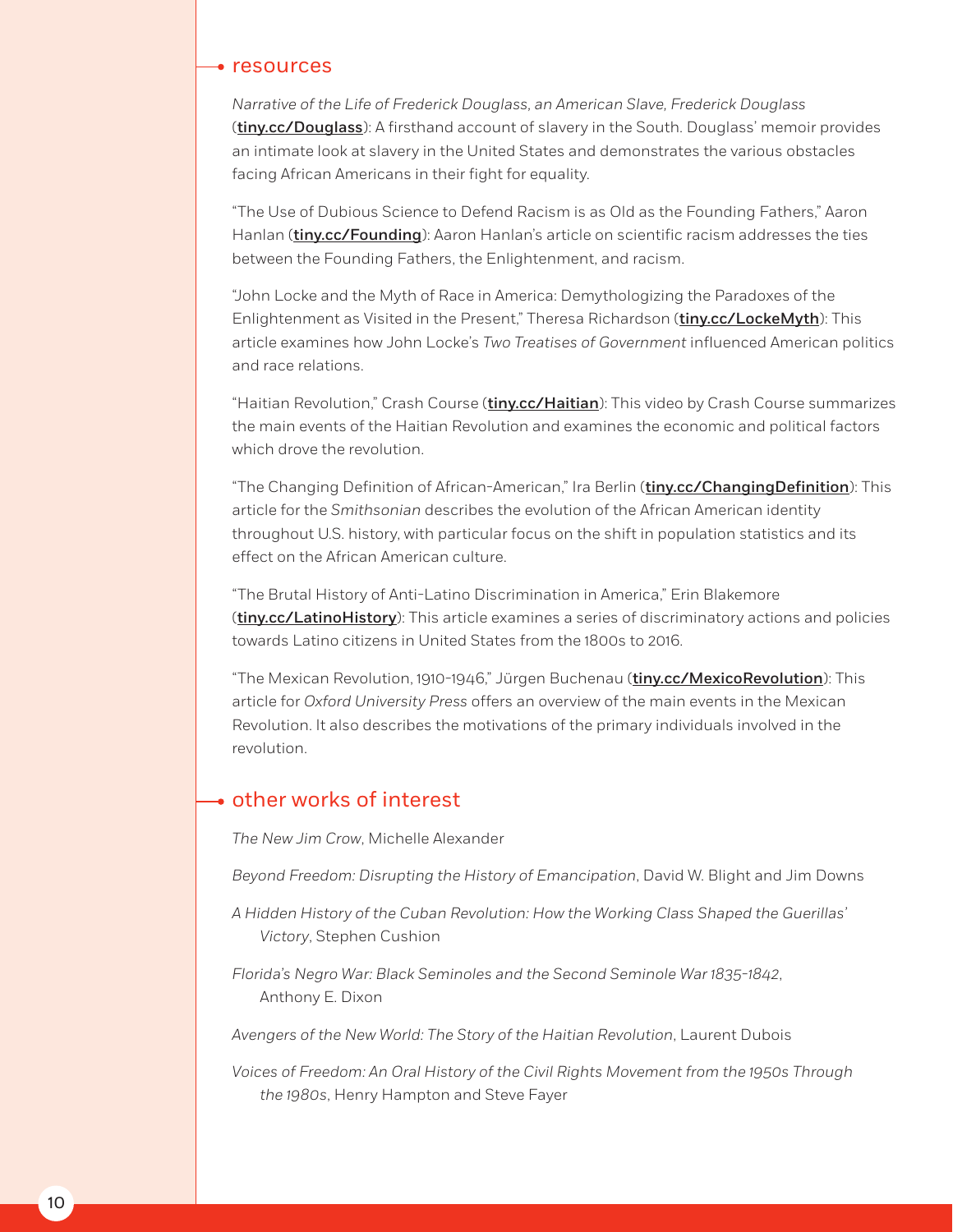## resources

*Narrative of the Life of Frederick Douglass, an American Slave, Frederick Douglass* (**tiny.cc/Douglass**): A firsthand account of slavery in the South. Douglass' memoir provides an intimate look at slavery in the United States and demonstrates the various obstacles facing African Americans in their fight for equality.

"The Use of Dubious Science to Defend Racism is as Old as the Founding Fathers," Aaron Hanlan (**tiny.cc/Founding**): Aaron Hanlan's article on scientific racism addresses the ties between the Founding Fathers, the Enlightenment, and racism.

"John Locke and the Myth of Race in America: Demythologizing the Paradoxes of the Enlightenment as Visited in the Present," Theresa Richardson (**tiny.cc/LockeMyth**): This article examines how John Locke's *Two Treatises of Government* influenced American politics and race relations.

"Haitian Revolution," Crash Course (**tiny.cc/Haitian**): This video by Crash Course summarizes the main events of the Haitian Revolution and examines the economic and political factors which drove the revolution.

"The Changing Definition of African-American," Ira Berlin (**tiny.cc/ChangingDefinition**): This article for the *Smithsonian* describes the evolution of the African American identity throughout U.S. history, with particular focus on the shift in population statistics and its effect on the African American culture.

"The Brutal History of Anti-Latino Discrimination in America," Erin Blakemore (**tiny.cc/LatinoHistory**): This article examines a series of discriminatory actions and policies towards Latino citizens in United States from the 1800s to 2016.

"The Mexican Revolution, 1910-1946," Jürgen Buchenau (**tiny.cc/MexicoRevolution**): This article for *Oxford University Press* offers an overview of the main events in the Mexican Revolution. It also describes the motivations of the primary individuals involved in the revolution.

## other works of interest

*The New Jim Crow*, Michelle Alexander

*Beyond Freedom: Disrupting the History of Emancipation*, David W. Blight and Jim Downs

*A Hidden History of the Cuban Revolution: How the Working Class Shaped the Guerillas' Victory*, Stephen Cushion

*Florida's Negro War: Black Seminoles and the Second Seminole War 1835-1842*, Anthony E. Dixon

*Avengers of the New World: The Story of the Haitian Revolution*, Laurent Dubois

*Voices of Freedom: An Oral History of the Civil Rights Movement from the 1950s Through the 1980s*, Henry Hampton and Steve Fayer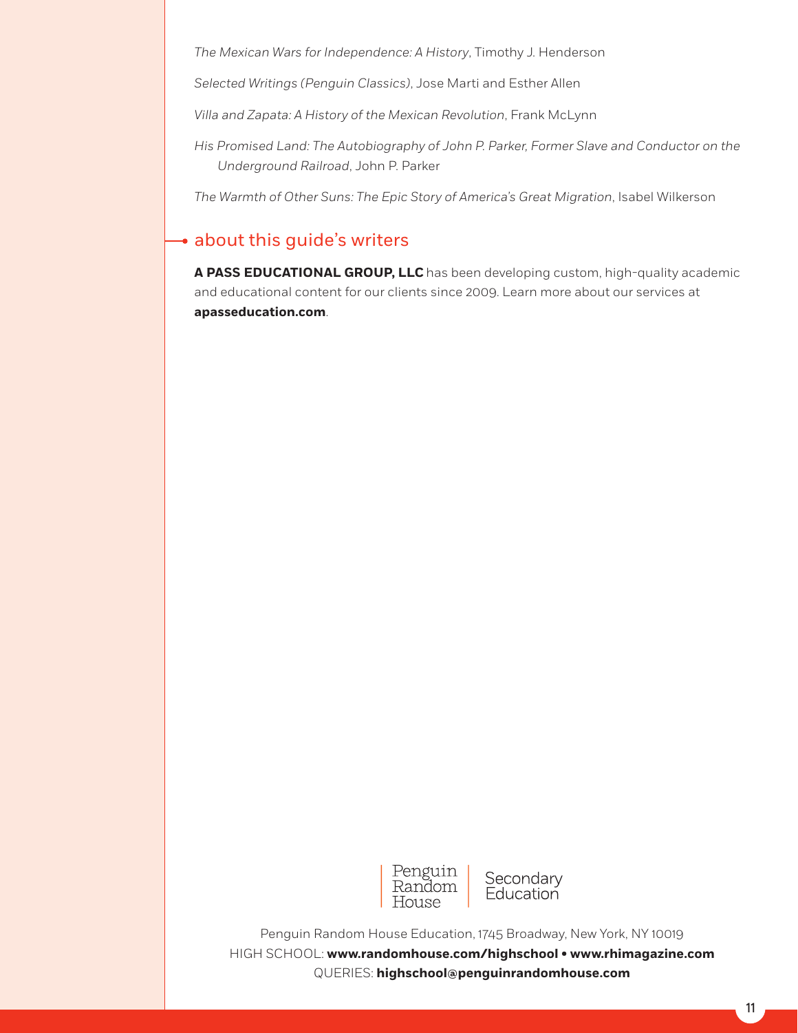*The Mexican Wars for Independence: A History*, Timothy J. Henderson

*Selected Writings (Penguin Classics)*, Jose Marti and Esther Allen

*Villa and Zapata: A History of the Mexican Revolution*, Frank McLynn

*His Promised Land: The Autobiography of John P. Parker, Former Slave and Conductor on the Underground Railroad*, John P. Parker

*The Warmth of Other Suns: The Epic Story of America's Great Migration*, Isabel Wilkerson

## about this guide's writers

**A PASS EDUCATIONAL GROUP, LLC** has been developing custom, high-quality academic and educational content for our clients since 2009. Learn more about our services at **apasseducation.com**.

Penguin Random House | Secondary Education

Penguin Random House Education, 1745 Broadway, New York, NY 10019
HIGH SCHOOL: **www.randomhouse.com/highschool • www.rhimagazine.com**
QUERIES: **highschool@penguinrandomhouse.com**